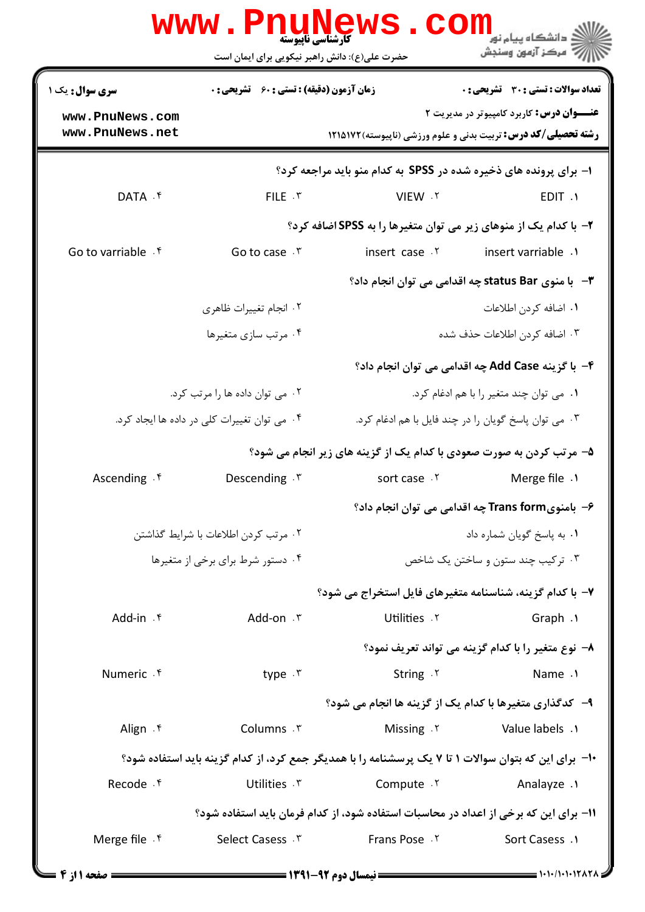**کارشناسی ناپیوسته**

حضرت علی(ع): دانش راهبر نیکویی برای ایمان است

دانشگاه پیام نور
مرکز آزمون وسنجش

**سری سوال:** یک ۱

**زمان آزمون (دقیقه) : تستی :** ۶۰ **تشریحی :** ۰

**تعداد سوالات : تستی :** ۳۰ **تشریحی :** ۰

**عنـــوان درس:** کاربرد کامپیوتر در مدیریت ۲

**رشته تحصیلی/کد درس:** تربیت بدنی و علوم ورزشی (ناپیوسته)۱۲۱۵۱۷۲

www.PnuNews.com
www.PnuNews.net

۱- برای پرونده های ذخیره شده در SPSS به کدام منو باید مراجعه کرد؟

۱. EDIT  ۲. VIEW  ۳. FILE  ۴. DATA

۲- با کدام یک از منوهای زیر می توان متغیرها را به SPSS اضافه کرد؟

۱. insert varriable  ۲. insert case  ۳. Go to case  ۴. Go to varriable

۳- با منوی status Bar چه اقدامی می توان انجام داد؟

۱. اضافه کردن اطلاعات
۲. انجام تغییرات ظاهری
۳. اضافه کردن اطلاعات حذف شده
۴. مرتب سازی متغیرها

۴- با گزینه Add Case چه اقدامی می توان انجام داد؟

۱. می توان چند متغیر را با هم ادغام کرد.
۲. می توان داده ها را مرتب کرد.
۳. می توان پاسخ گویان را در چند فایل با هم ادغام کرد.
۴. می توان تغییرات کلی در داده ها ایجاد کرد.

۵- مرتب کردن به صورت صعودی با کدام یک از گزینه های زیر انجام می شود؟

۱. Merge file  ۲. sort case  ۳. Descending  ۴. Ascending

۶- بامنوی Trans form چه اقدامی می توان انجام داد؟

۱. به پاسخ گویان شماره داد
۲. مرتب کردن اطلاعات با شرایط گذاشتن
۳. ترکیب چند ستون و ساختن یک شاخص
۴. دستور شرط برای برخی از متغیرها

۷- با کدام گزینه، شناسنامه متغیرهای فایل استخراج می شود؟

۱. Graph  ۲. Utilities  ۳. Add-on  ۴. Add-in

۸- نوع متغیر را با کدام گزینه می تواند تعریف نمود؟

۱. Name  ۲. String  ۳. type  ۴. Numeric

۹- کدگذاری متغیرها با کدام یک از گزینه ها انجام می شود؟

۱. Value labels  ۲. Missing  ۳. Columns  ۴. Align

۱۰- برای این که بتوان سوالات ۱ تا ۷ یک پرسشنامه را با همدیگر جمع کرد، از کدام گزینه باید استفاده شود؟

۱. Analayze  ۲. Compute  ۳. Utilities  ۴. Recode

۱۱- برای این که برخی از اعداد در محاسبات استفاده شود، از کدام فرمان باید استفاده شود؟

۱. Sort Casess  ۲. Frans Pose  ۳. Select Casess  ۴. Merge file

نیمسال دوم ۹۲-۱۳۹۱

۱۰۱۰/۱۰۱۰۱۲۸۲۸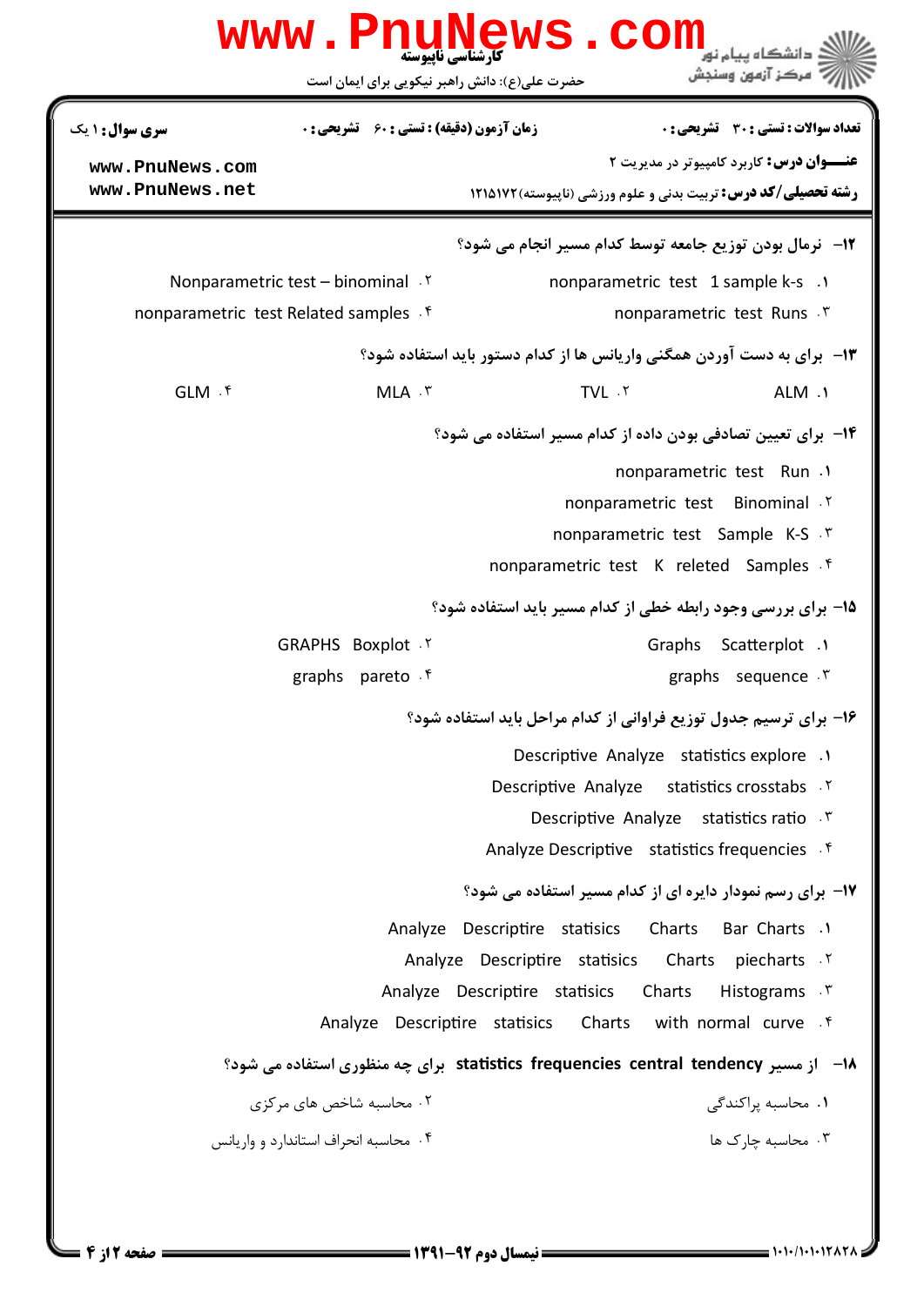**سری سؤال:** ۱ یک | **زمان آزمون (دقیقه) : تستی :** ۶۰ **تشریحی :** ۰ | **تعداد سوالات : تستی :** ۳۰ **تشریحی :** ۰

**عنـــوان درس:** کاربرد کامپیوتر در مدیریت ۲

**رشته تحصیلی/کد درس:** تربیت بدنی و علوم ورزشی (ناپیوسته)۱۲۱۵۱۷۲

۱۲- نرمال بودن توزیع جامعه توسط کدام مسیر انجام می شود؟

۱. nonparametric test 1 sample k-s

۲. Nonparametric test – binominal

۳. nonparametric test Runs

۴. nonparametric test Related samples

۱۳- برای به دست آوردن همگنی واریانس ها از کدام دستور باید استفاده شود؟

۱. ALM

۲. TVL

۳. MLA

۴. GLM

۱۴- برای تعیین تصادفی بودن داده از کدام مسیر استفاده می شود؟

۱. nonparametric test Run

۲. nonparametric test Binominal

۳. nonparametric test Sample K-S

۴. nonparametric test K releted Samples

۱۵- برای بررسی وجود رابطه خطی از کدام مسیر باید استفاده شود؟

۱. Graphs Scatterplot

۲. GRAPHS Boxplot

۳. graphs sequence

۴. graphs pareto

۱۶- برای ترسیم جدول توزیع فراوانی از کدام مراحل باید استفاده شود؟

۱. Descriptive Analyze statistics explore

۲. Descriptive Analyze statistics crosstabs

۳. Descriptive Analyze statistics ratio

۴. Analyze Descriptive statistics frequencies

۱۷- برای رسم نمودار دایره ای از کدام مسیر استفاده می شود؟

۱. Analyze Descriptire statisics Charts Bar Charts

۲. Analyze Descriptire statisics Charts piecharts

۳. Analyze Descriptire statisics Charts Histograms

۴. Analyze Descriptire statisics Charts with normal curve

۱۸- از مسیر statistics frequencies central tendency برای چه منظوری استفاده می شود؟

۱. محاسبه پراکندگی

۲. محاسبه شاخص های مرکزی

۳. محاسبه چارک ها

۴. محاسبه انحراف استاندارد و واریانس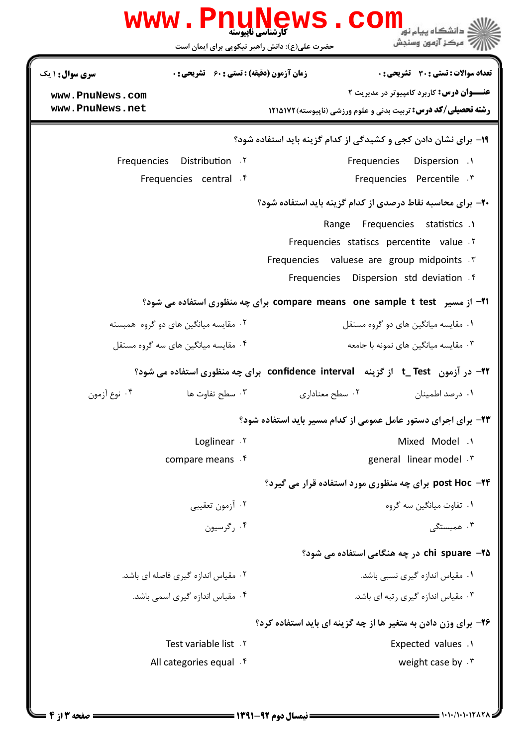**سری سوال:** ۱ یک

**زمان آزمون (دقیقه) : تستی : ۶۰ تشریحی : ۰**

**تعداد سوالات : تستی : ۳۰ تشریحی : ۰**

**عنـــوان درس:** کاربرد کامپیوتر در مدیریت ۲

**رشته تحصیلی/کد درس:** تربیت بدنی و علوم ورزشی (ناپیوسته) ۱۲۱۵۱۷۲

**۱۹- برای نشان دادن کجی و کشیدگی از کدام گزینه باید استفاده شود؟**

۱. Frequencies Dispersion

۲. Frequencies Distribution

۳. Frequencies Percentile

۴. Frequencies central

**۲۰- برای محاسبه نقاط درصدی از کدام گزینه باید استفاده شود؟**

۱. Range Frequencies statistics

۲. Frequencies statiscs percentite value

۳. Frequencies valuese are group midpoints

۴. Frequencies Dispersion std deviation

**۲۱- از مسیر compare means one sample t test برای چه منظوری استفاده می شود؟**

۱. مقایسه میانگین های دو گروه مستقل

۲. مقایسه میانگین های دو گروه همبسته

۳. مقایسه میانگین های نمونه با جامعه

۴. مقایسه میانگین های سه گروه مستقل

**۲۲- در آزمون t_Test از گزینه confidence interval برای چه منظوری استفاده می شود؟**

۱. درصد اطمینان

۲. سطح معناداری

۳. سطح تفاوت ها

۴. نوع آزمون

**۲۳- برای اجرای دستور عامل عمومی از کدام مسیر باید استفاده شود؟**

۱. Mixed Model

۲. Loglinear

۳. general linear model

۴. compare means

**۲۴- post Hoc برای چه منظوری مورد استفاده قرار می گیرد؟**

۱. تفاوت میانگین سه گروه

۲. آزمون تعقیبی

۳. همبستگی

۴. رگرسیون

**۲۵- chi spuare در چه هنگامی استفاده می شود؟**

۱. مقیاس اندازه گیری نسبی باشد.

۲. مقیاس اندازه گیری فاصله ای باشد.

۳. مقیاس اندازه گیری رتبه ای باشد.

۴. مقیاس اندازه گیری اسمی باشد.

**۲۶- برای وزن دادن به متغیر ها از چه گزینه ای باید استفاده کرد؟**

۱. Expected values

۲. Test variable list

۳. weight case by

۴. All categories equal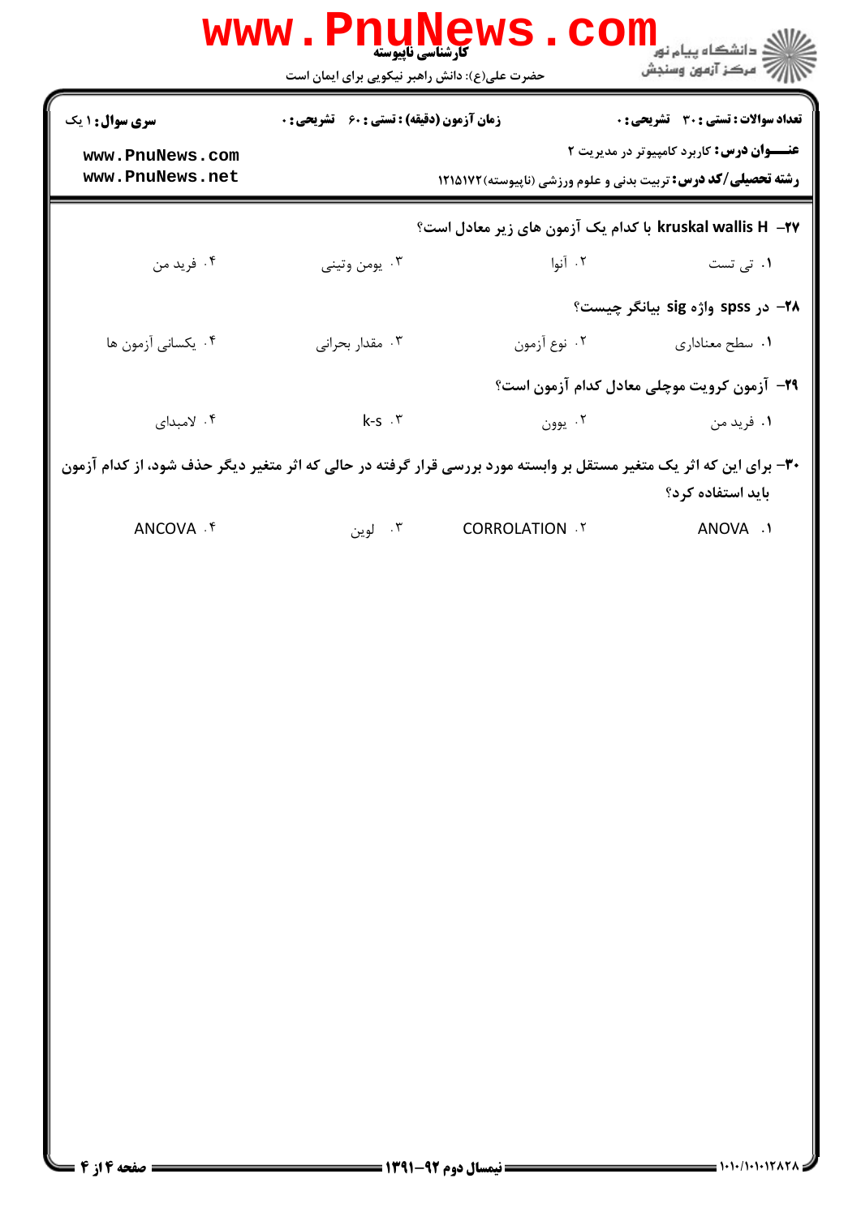**سری سوال:** ۱ یک | **زمان آزمون (دقیقه) : تستی :** ۶۰ **تشریحی :** ۰ | **تعداد سوالات : تستی :** ۳۰ **تشریحی :** ۰

**عنـــوان درس:** کاربرد کامپیوتر در مدیریت ۲

**رشته تحصیلی/کد درس:** تربیت بدنی و علوم ورزشی (ناپیوسته)۱۲۱۵۱۷۲

۲۷- kruskal wallis H با کدام یک آزمون های زیر معادل است؟

۱. تی تست
۲. آنوا
۳. یومن وتینی
۴. فرید من

۲۸- در spss واژه sig بیانگر چیست؟

۱. سطح معناداری
۲. نوع آزمون
۳. مقدار بحرانی
۴. یکسانی آزمون ها

۲۹- آزمون کرویت موچلی معادل کدام آزمون است؟

۱. فرید من
۲. یوون
۳. k-s
۴. لامبدای

۳۰- برای این که اثر یک متغیر مستقل بر وابسته مورد بررسی قرار گرفته در حالی که اثر متغیر دیگر حذف شود، از کدام آزمون باید استفاده کرد؟

۱. ANOVA
۲. CORROLATION
۳. لوین
۴. ANCOVA